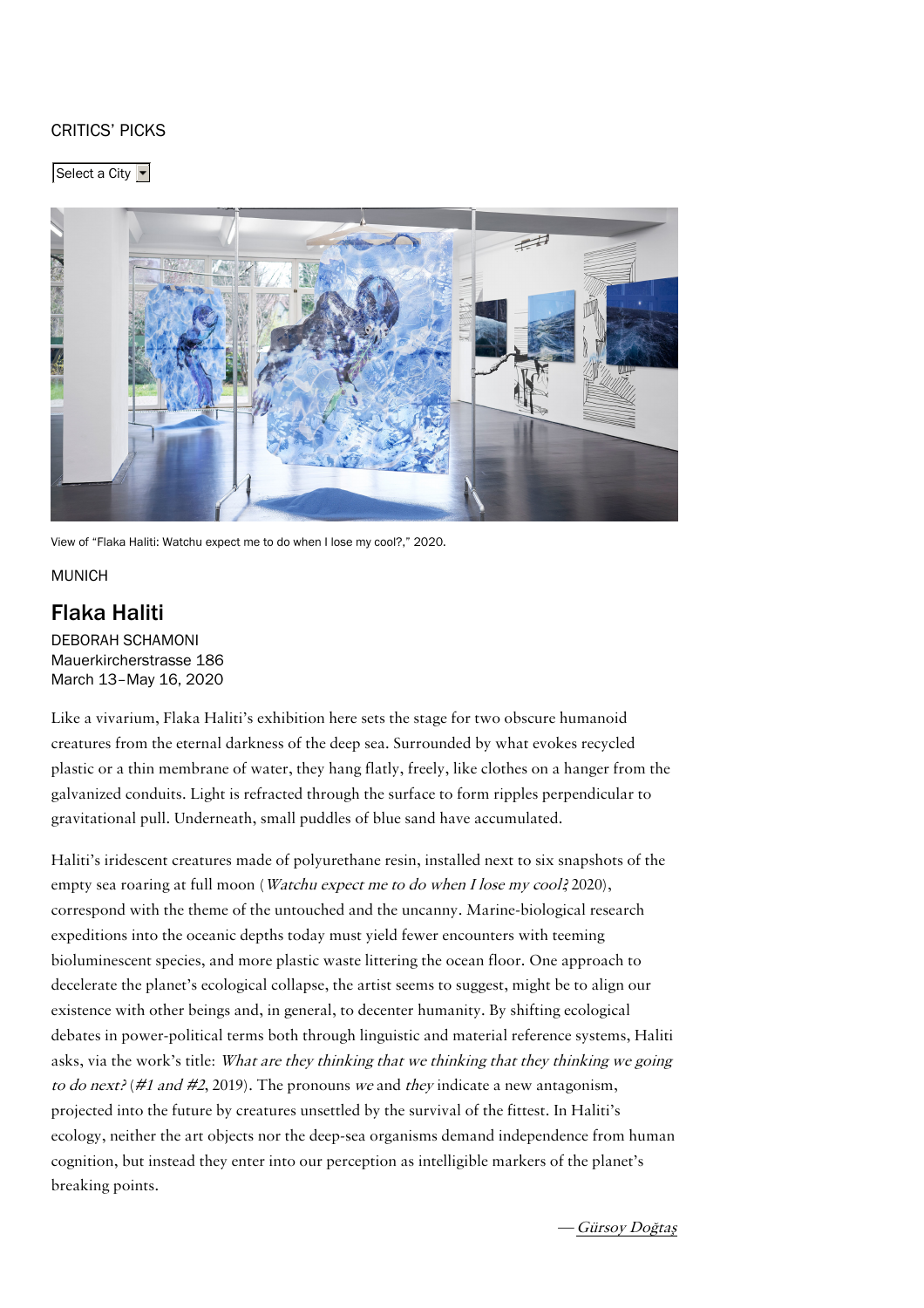CRITICS' PICKS

Select a City

View of "Flaka Haliti: Watchu expect me to do when I lose my cool?," 2020.

MUNICH

## Flaka Haliti

DEBORAH SCHAMONI
Mauerkircherstrasse 186
March 13–May 16, 2020

Like a vivarium, Flaka Haliti's exhibition here sets the stage for two obscure humanoid creatures from the eternal darkness of the deep sea. Surrounded by what evokes recycled plastic or a thin membrane of water, they hang flatly, freely, like clothes on a hanger from the galvanized conduits. Light is refracted through the surface to form ripples perpendicular to gravitational pull. Underneath, small puddles of blue sand have accumulated.

Haliti's iridescent creatures made of polyurethane resin, installed next to six snapshots of the empty sea roaring at full moon (*Watchu expect me to do when I lose my cool?*, 2020), correspond with the theme of the untouched and the uncanny. Marine-biological research expeditions into the oceanic depths today must yield fewer encounters with teeming bioluminescent species, and more plastic waste littering the ocean floor. One approach to decelerate the planet's ecological collapse, the artist seems to suggest, might be to align our existence with other beings and, in general, to decenter humanity. By shifting ecological debates in power-political terms both through linguistic and material reference systems, Haliti asks, via the work's title: *What are they thinking that we thinking that they thinking we going to do next?* (*#1 and #2*, 2019). The pronouns *we* and *they* indicate a new antagonism, projected into the future by creatures unsettled by the survival of the fittest. In Haliti's ecology, neither the art objects nor the deep-sea organisms demand independence from human cognition, but instead they enter into our perception as intelligible markers of the planet's breaking points.

— *Gürsoy Doğtaş*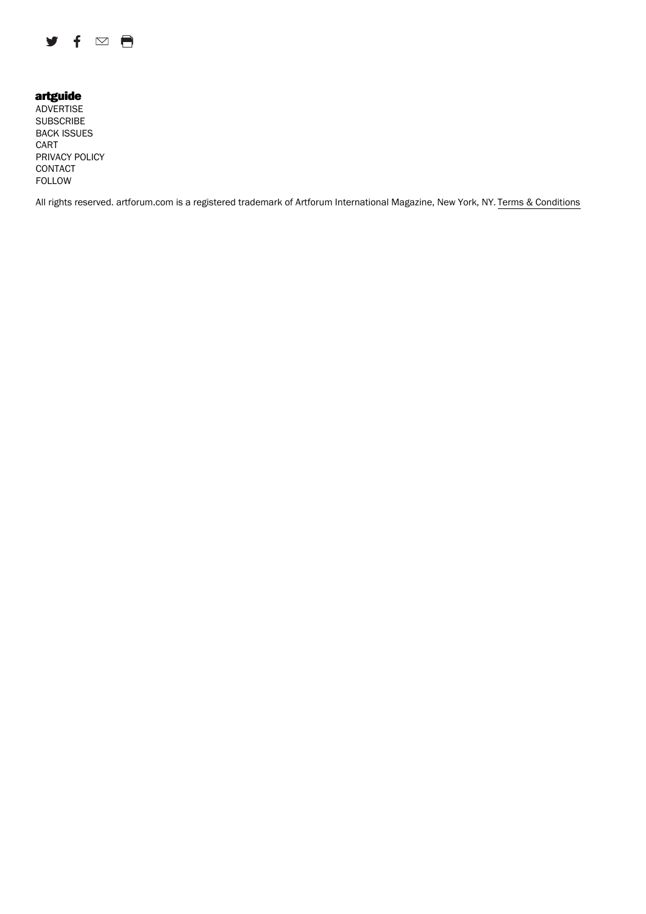**artguide**

ADVERTISE
SUBSCRIBE
BACK ISSUES
CART
PRIVACY POLICY
CONTACT
FOLLOW

All rights reserved. artforum.com is a registered trademark of Artforum International Magazine, New York, NY. Terms & Conditions